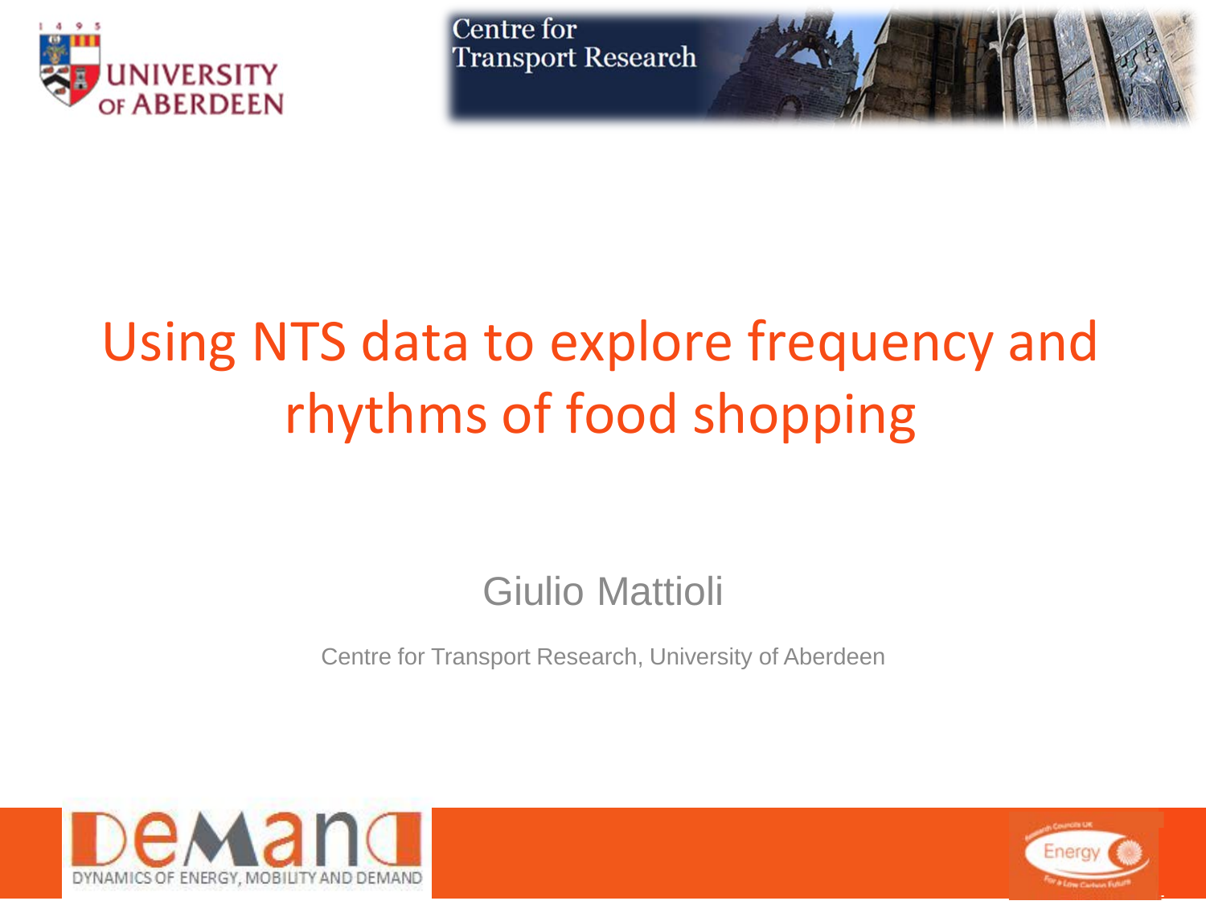# Using NTS data to explore frequency and rhythms of food shopping

Giulio Mattioli

Centre for Transport Research, University of Aberdeen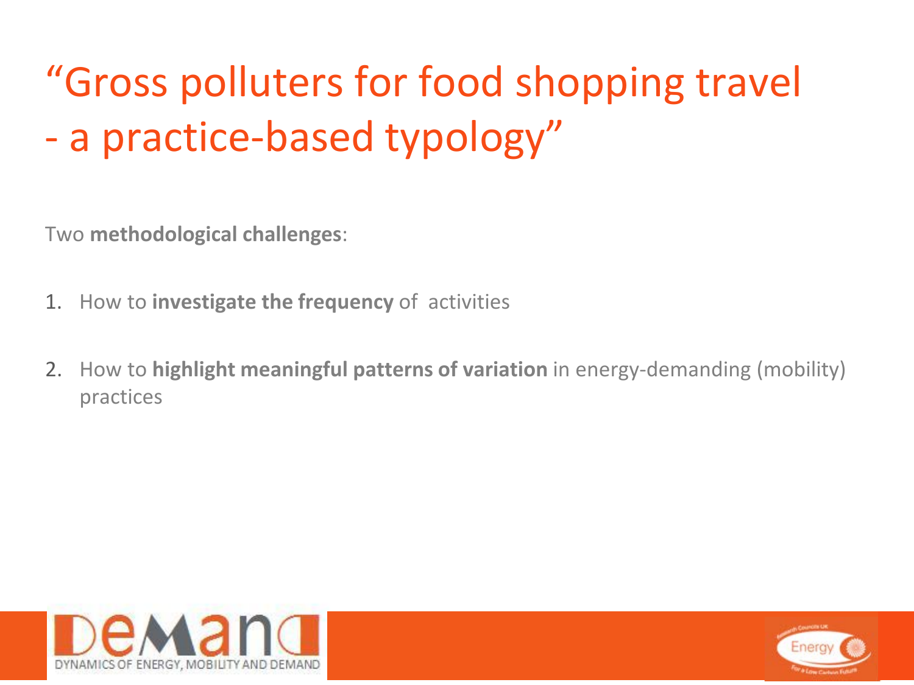# "Gross polluters for food shopping travel - a practice-based typology"

Two **methodological challenges**:

1. How to **investigate the frequency** of activities

2. How to **highlight meaningful patterns of variation** in energy-demanding (mobility) practices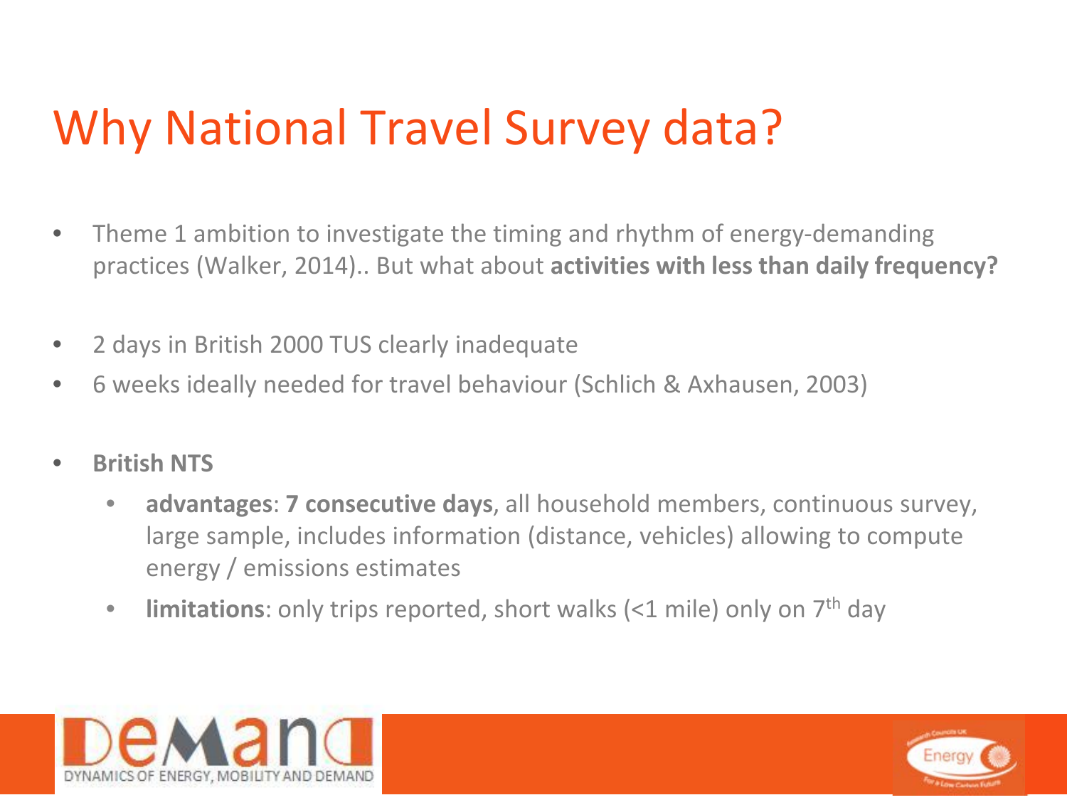# Why National Travel Survey data?

- Theme 1 ambition to investigate the timing and rhythm of energy-demanding practices (Walker, 2014).. But what about **activities with less than daily frequency?**

- 2 days in British 2000 TUS clearly inadequate
- 6 weeks ideally needed for travel behaviour (Schlich & Axhausen, 2003)

- **British NTS**
  - **advantages**: **7 consecutive days**, all household members, continuous survey, large sample, includes information (distance, vehicles) allowing to compute energy / emissions estimates
  - **limitations**: only trips reported, short walks (<1 mile) only on 7th day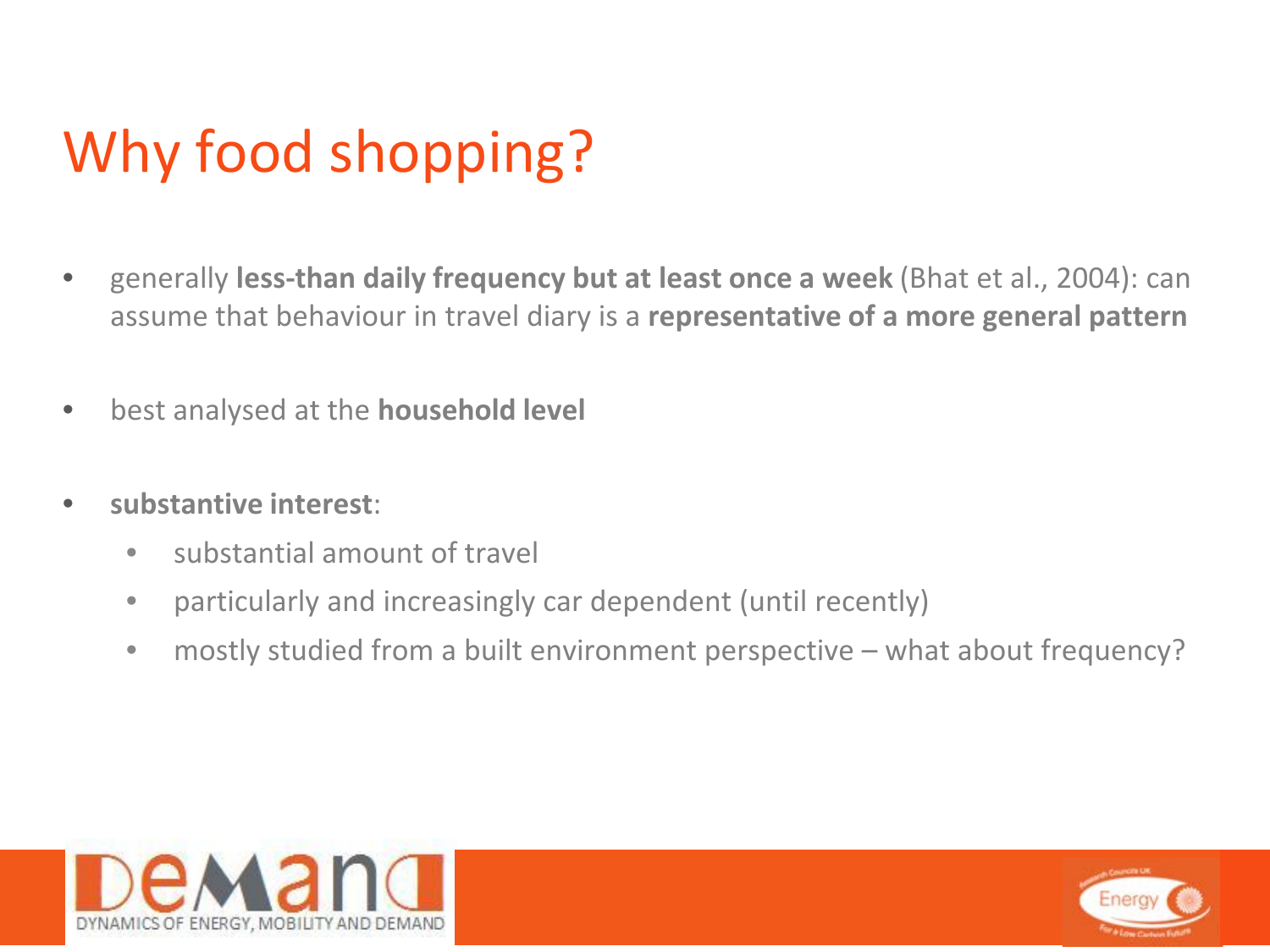# Why food shopping?

- generally **less-than daily frequency but at least once a week** (Bhat et al., 2004): can assume that behaviour in travel diary is a **representative of a more general pattern**
- best analysed at the **household level**
- **substantive interest**:
    - substantial amount of travel
    - particularly and increasingly car dependent (until recently)
    - mostly studied from a built environment perspective – what about frequency?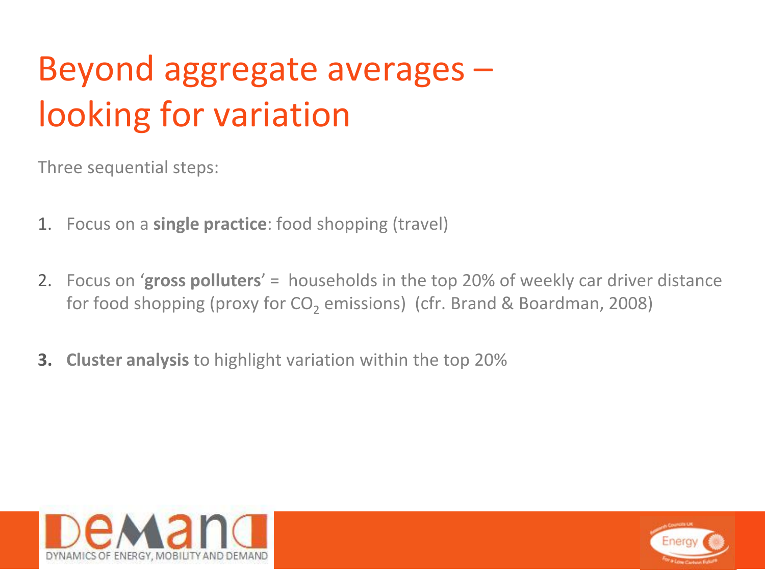# Beyond aggregate averages – looking for variation

Three sequential steps:

1. Focus on a **single practice**: food shopping (travel)

2. Focus on '**gross polluters**' = households in the top 20% of weekly car driver distance for food shopping (proxy for $CO_2$ emissions) (cfr. Brand & Boardman, 2008)

3. **Cluster analysis** to highlight variation within the top 20%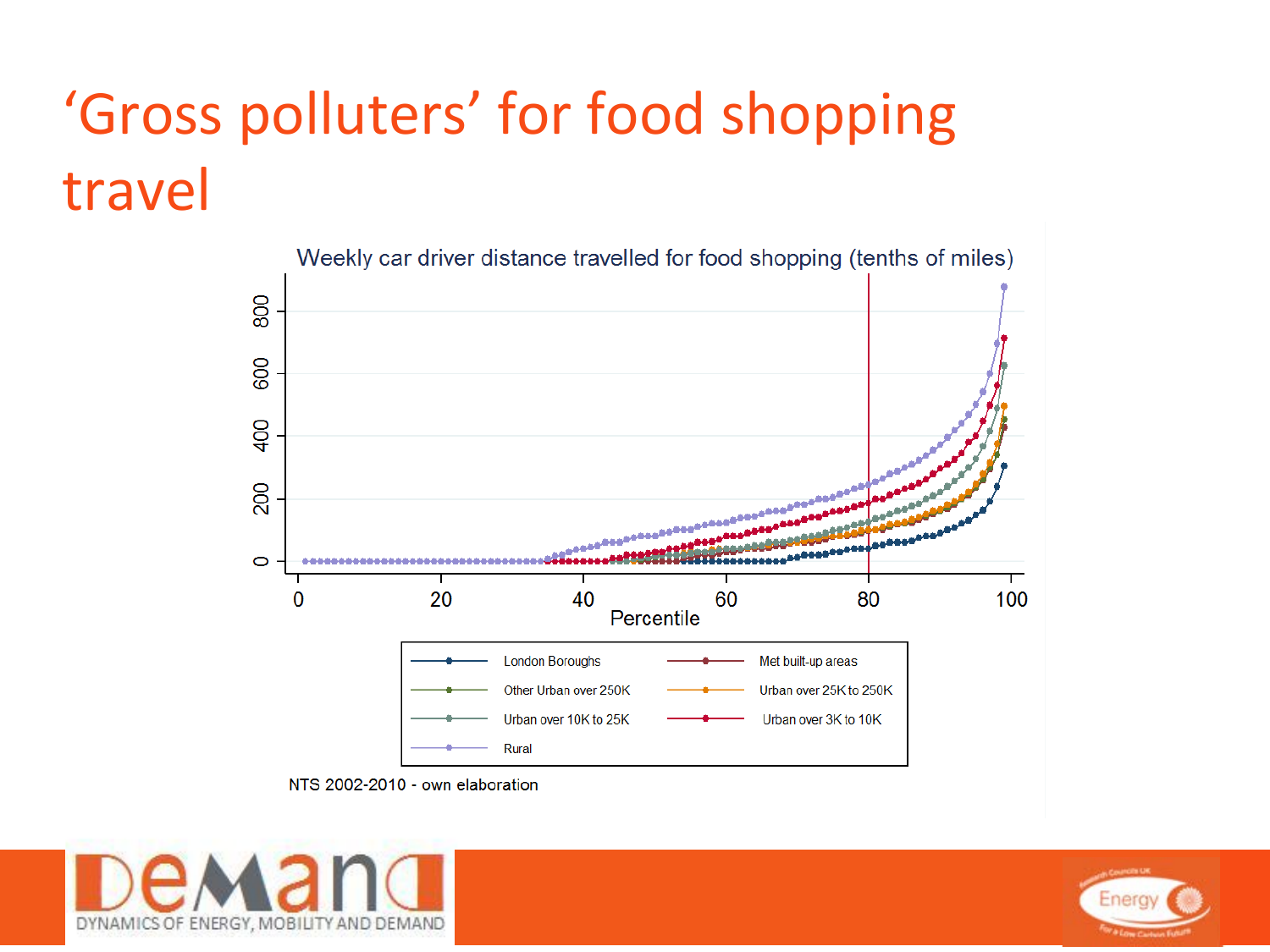# 'Gross polluters' for food shopping travel

Weekly car driver distance travelled for food shopping (tenths of miles)

Percentile

- London Boroughs
- Met built-up areas
- Other Urban over 250K
- Urban over 25K to 250K
- Urban over 10K to 25K
- Urban over 3K to 10K
- Rural

NTS 2002-2010 - own elaboration

DeMand DYNAMICS OF ENERGY, MOBILITY AND DEMAND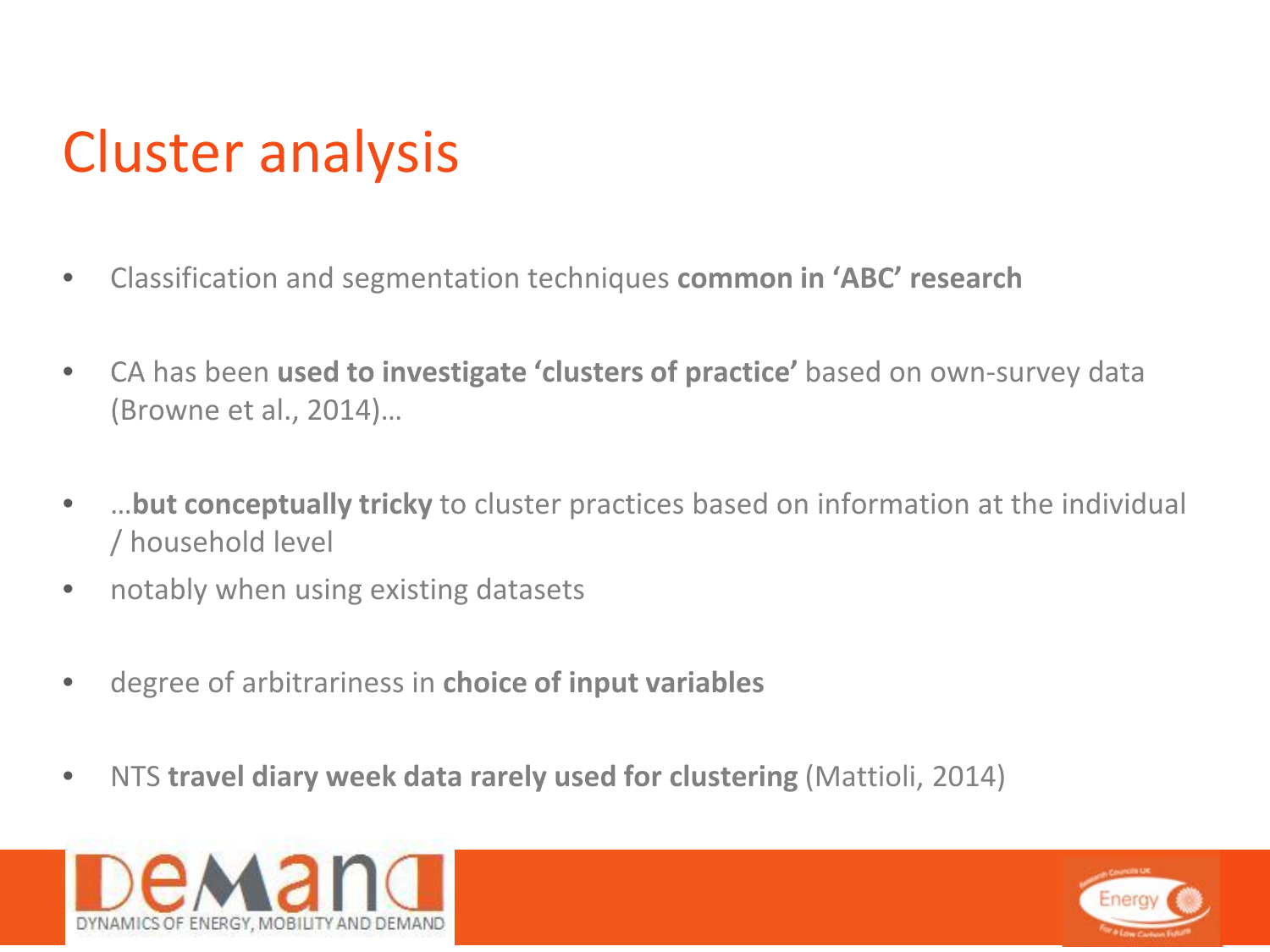# Cluster analysis

- Classification and segmentation techniques **common in 'ABC' research**
- CA has been **used to investigate 'clusters of practice'** based on own-survey data (Browne et al., 2014)…
- …**but conceptually tricky** to cluster practices based on information at the individual / household level
- notably when using existing datasets
- degree of arbitrariness in **choice of input variables**
- NTS **travel diary week data rarely used for clustering** (Mattioli, 2014)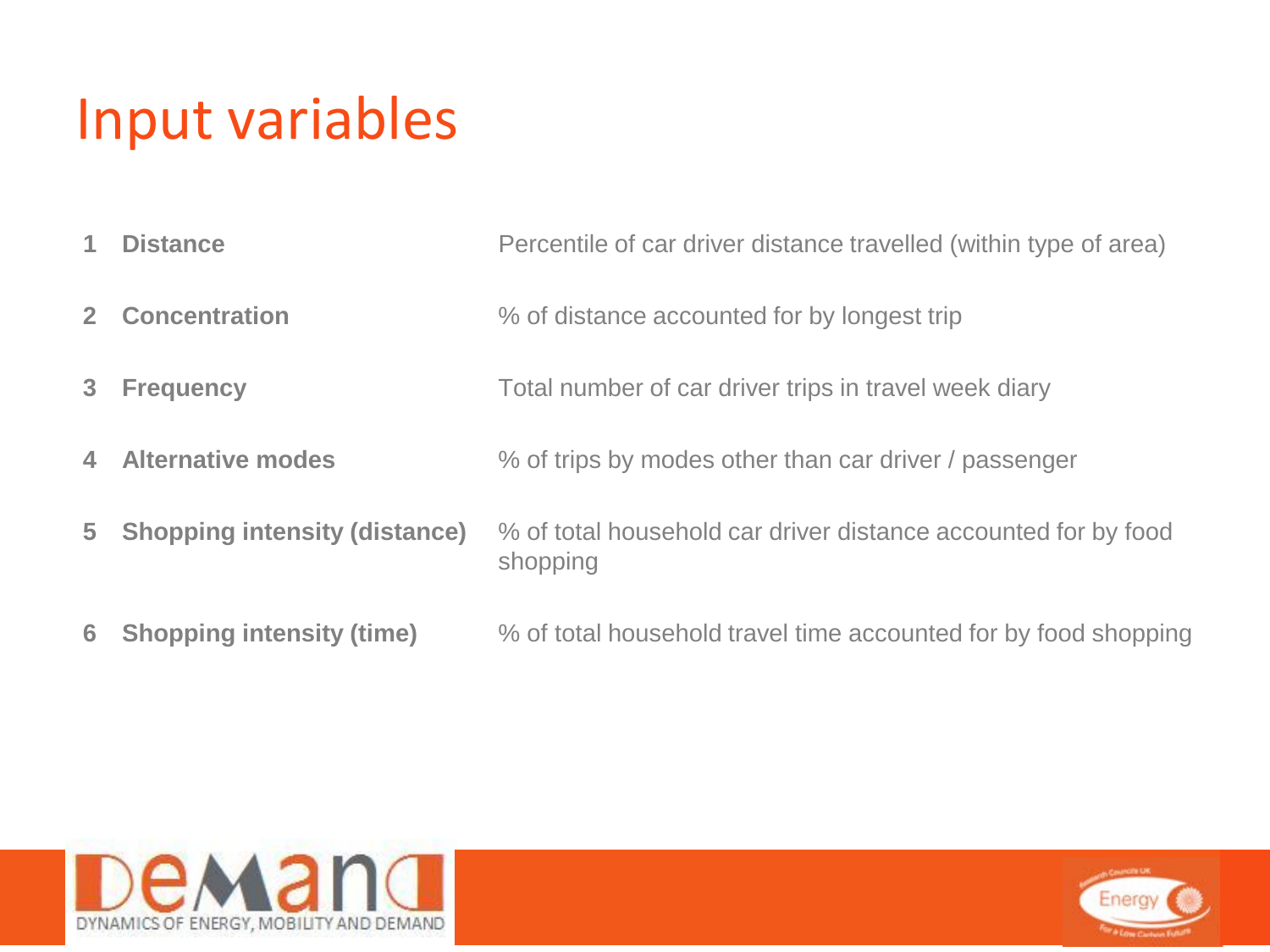# Input variables

| | Variable | Description |
|---|---|---|
| 1 | **Distance** | Percentile of car driver distance travelled (within type of area) |
| 2 | **Concentration** | % of distance accounted for by longest trip |
| 3 | **Frequency** | Total number of car driver trips in travel week diary |
| 4 | **Alternative modes** | % of trips by modes other than car driver / passenger |
| 5 | **Shopping intensity (distance)** | % of total household car driver distance accounted for by food shopping |
| 6 | **Shopping intensity (time)** | % of total household travel time accounted for by food shopping |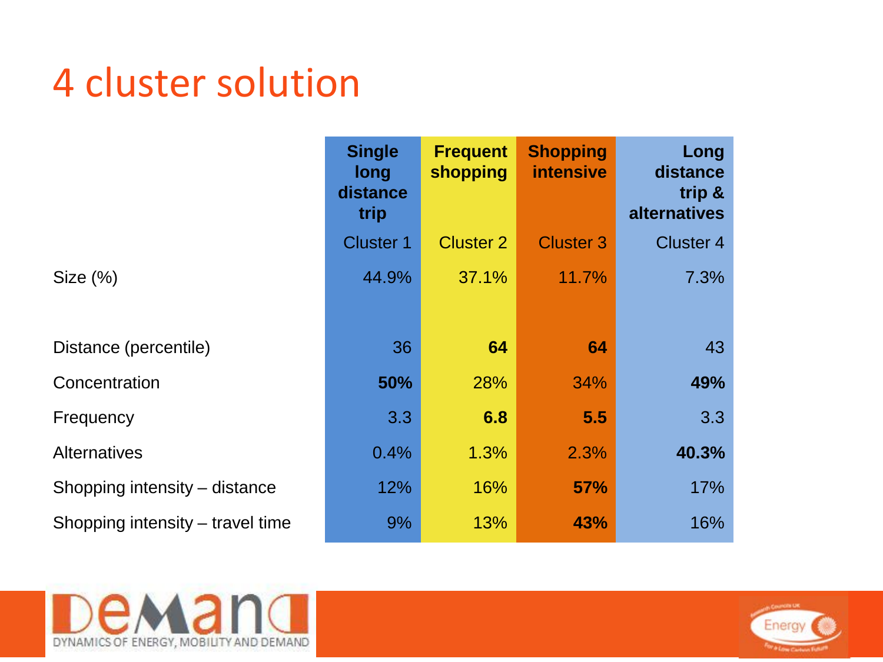# 4 cluster solution

| | **Single long distance trip** | **Frequent shopping** | **Shopping intensive** | **Long distance trip & alternatives** |
|---|---|---|---|---|
| | Cluster 1 | Cluster 2 | Cluster 3 | Cluster 4 |
| Size (%) | 44.9% | 37.1% | 11.7% | 7.3% |
| Distance (percentile) | 36 | **64** | **64** | 43 |
| Concentration | **50%** | 28% | 34% | **49%** |
| Frequency | 3.3 | **6.8** | **5.5** | 3.3 |
| Alternatives | 0.4% | 1.3% | 2.3% | **40.3%** |
| Shopping intensity – distance | 12% | 16% | **57%** | 17% |
| Shopping intensity – travel time | 9% | 13% | **43%** | 16% |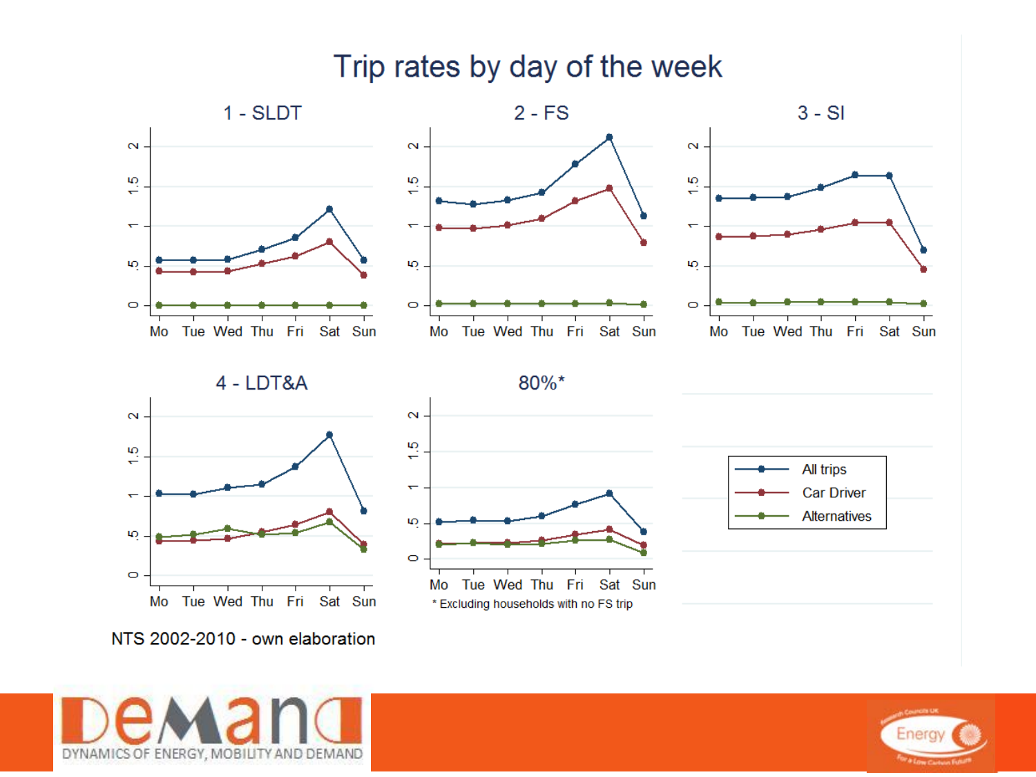# Trip rates by day of the week

NTS 2002-2010 - own elaboration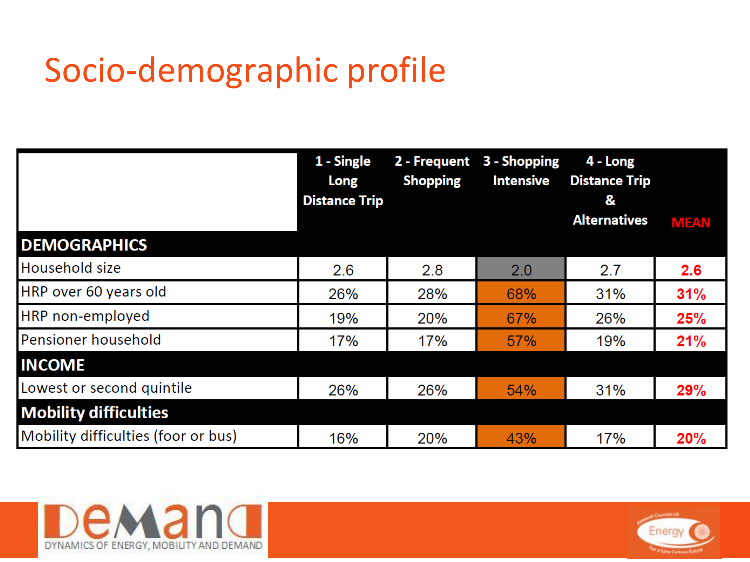# Socio-demographic profile

| | 1 - Single Long Distance Trip | 2 - Frequent Shopping | 3 - Shopping Intensive | 4 - Long Distance Trip & Alternatives | MEAN |
|---|---|---|---|---|---|
| **DEMOGRAPHICS** | | | | | |
| Household size | 2.6 | 2.8 | 2.0 | 2.7 | **2.6** |
| HRP over 60 years old | 26% | 28% | 68% | 31% | **31%** |
| HRP non-employed | 19% | 20% | 67% | 26% | **25%** |
| Pensioner household | 17% | 17% | 57% | 19% | **21%** |
| **INCOME** | | | | | |
| Lowest or second quintile | 26% | 26% | 54% | 31% | **29%** |
| **Mobility difficulties** | | | | | |
| Mobility difficulties (foor or bus) | 16% | 20% | 43% | 17% | **20%** |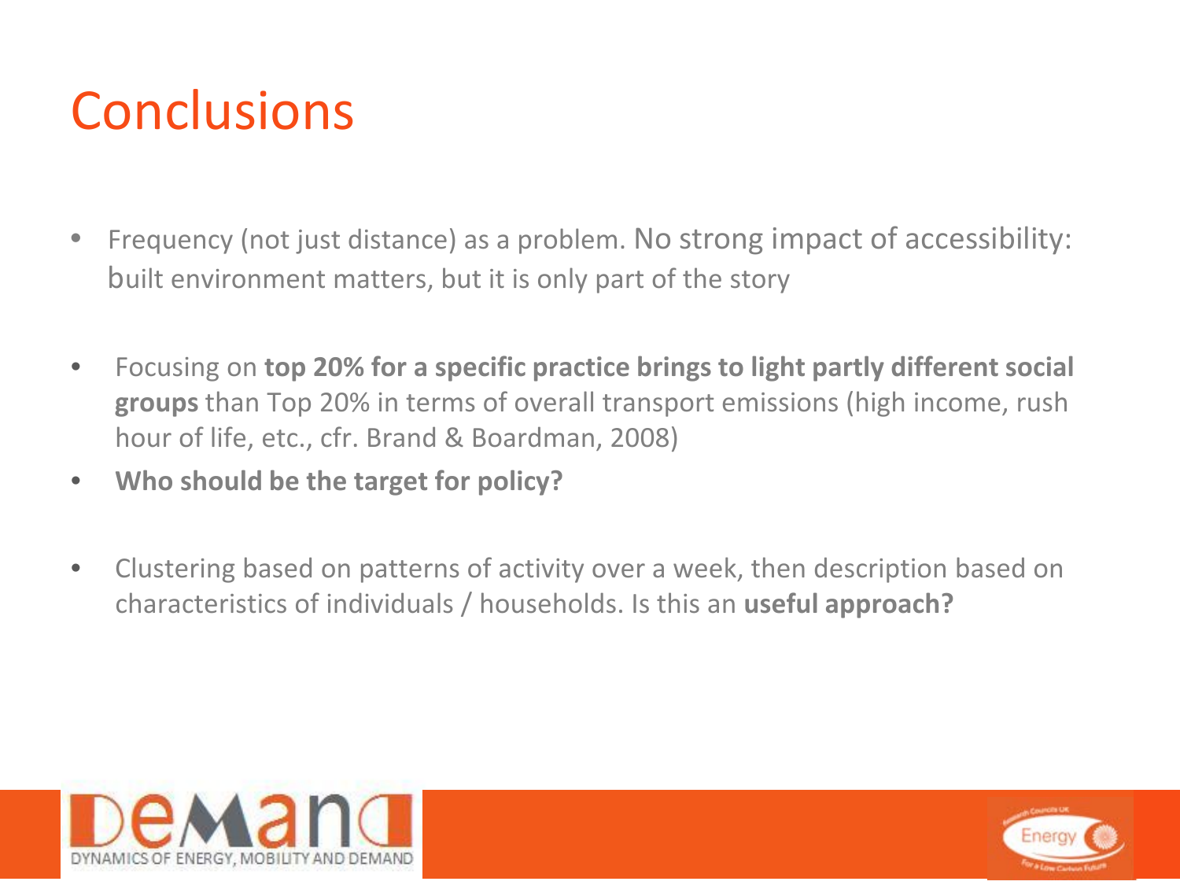# Conclusions

- Frequency (not just distance) as a problem. No strong impact of accessibility: built environment matters, but it is only part of the story
- Focusing on **top 20% for a specific practice brings to light partly different social groups** than Top 20% in terms of overall transport emissions (high income, rush hour of life, etc., cfr. Brand & Boardman, 2008)
- **Who should be the target for policy?**
- Clustering based on patterns of activity over a week, then description based on characteristics of individuals / households. Is this an **useful approach?**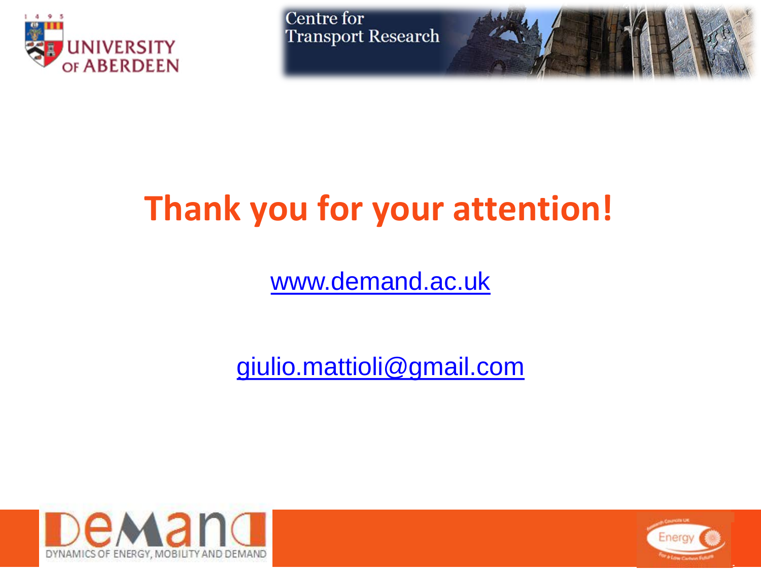# Thank you for your attention!

www.demand.ac.uk

giulio.mattioli@gmail.com